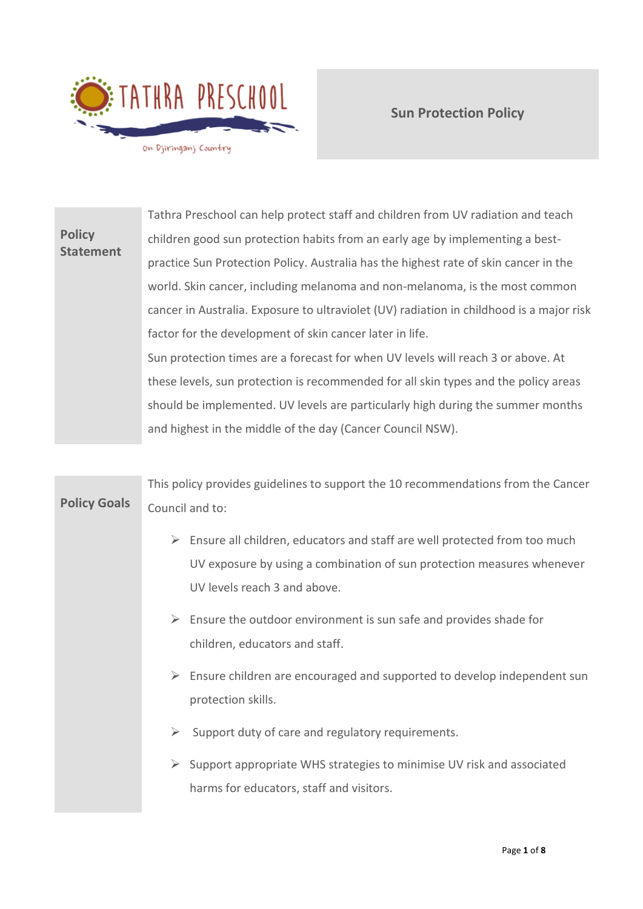TATHRA PRESCHOOL

On Djiringanj Country

# Sun Protection Policy

## Policy Statement

Tathra Preschool can help protect staff and children from UV radiation and teach children good sun protection habits from an early age by implementing a best-practice Sun Protection Policy. Australia has the highest rate of skin cancer in the world. Skin cancer, including melanoma and non-melanoma, is the most common cancer in Australia. Exposure to ultraviolet (UV) radiation in childhood is a major risk factor for the development of skin cancer later in life.

Sun protection times are a forecast for when UV levels will reach 3 or above. At these levels, sun protection is recommended for all skin types and the policy areas should be implemented. UV levels are particularly high during the summer months and highest in the middle of the day (Cancer Council NSW).

## Policy Goals

This policy provides guidelines to support the 10 recommendations from the Cancer Council and to:

- Ensure all children, educators and staff are well protected from too much UV exposure by using a combination of sun protection measures whenever UV levels reach 3 and above.
- Ensure the outdoor environment is sun safe and provides shade for children, educators and staff.
- Ensure children are encouraged and supported to develop independent sun protection skills.
- Support duty of care and regulatory requirements.
- Support appropriate WHS strategies to minimise UV risk and associated harms for educators, staff and visitors.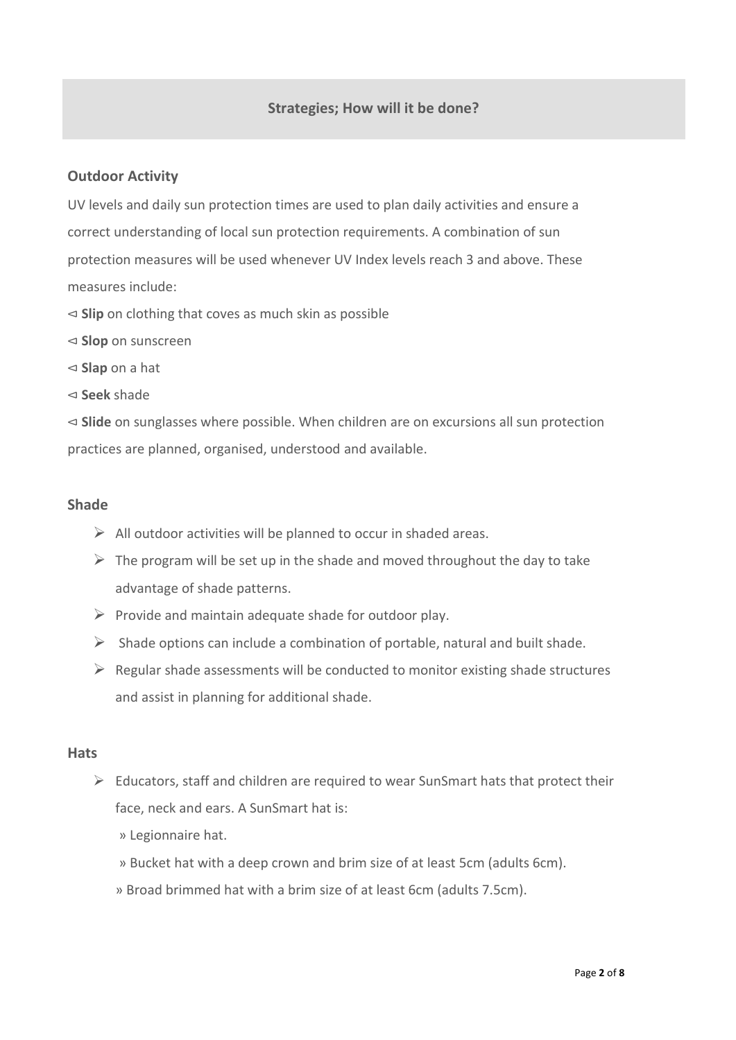## Strategies; How will it be done?

### Outdoor Activity

UV levels and daily sun protection times are used to plan daily activities and ensure a correct understanding of local sun protection requirements. A combination of sun protection measures will be used whenever UV Index levels reach 3 and above. These measures include:

⊲ **Slip** on clothing that coves as much skin as possible

⊲ **Slop** on sunscreen

⊲ **Slap** on a hat

⊲ **Seek** shade

⊲ **Slide** on sunglasses where possible. When children are on excursions all sun protection practices are planned, organised, understood and available.

### Shade

- All outdoor activities will be planned to occur in shaded areas.
- The program will be set up in the shade and moved throughout the day to take advantage of shade patterns.
- Provide and maintain adequate shade for outdoor play.
- Shade options can include a combination of portable, natural and built shade.
- Regular shade assessments will be conducted to monitor existing shade structures and assist in planning for additional shade.

### Hats

- Educators, staff and children are required to wear SunSmart hats that protect their face, neck and ears. A SunSmart hat is:

  » Legionnaire hat.

  » Bucket hat with a deep crown and brim size of at least 5cm (adults 6cm).

  » Broad brimmed hat with a brim size of at least 6cm (adults 7.5cm).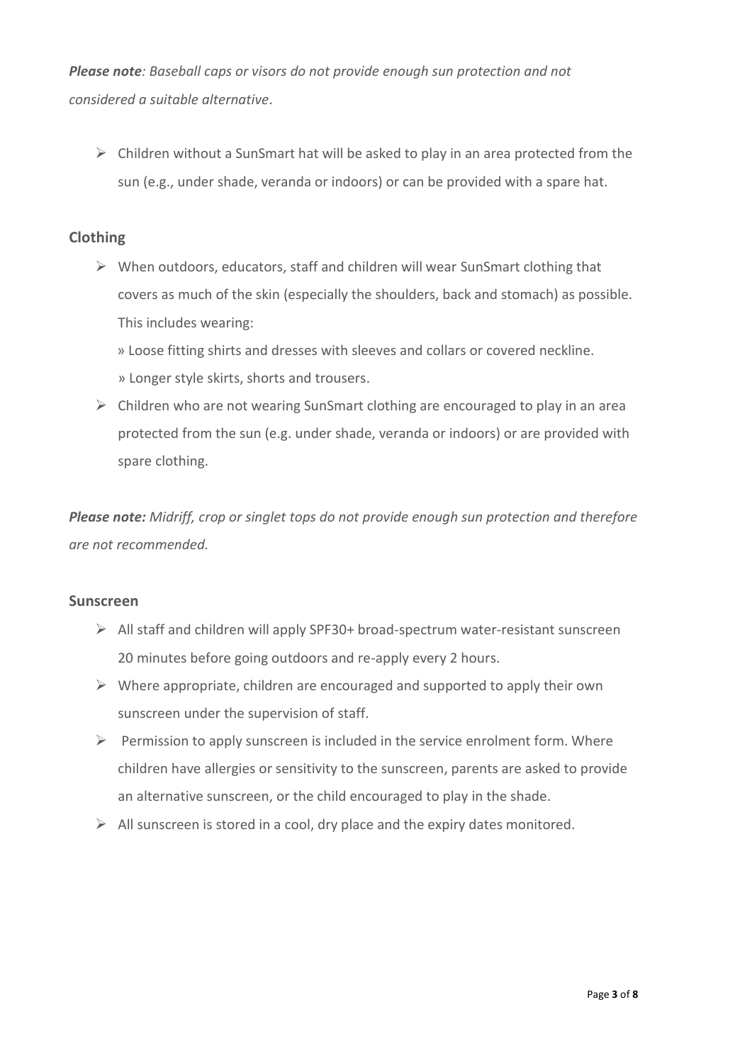***Please note**: Baseball caps or visors do not provide enough sun protection and not considered a suitable alternative*.

- Children without a SunSmart hat will be asked to play in an area protected from the sun (e.g., under shade, veranda or indoors) or can be provided with a spare hat.

## Clothing

- When outdoors, educators, staff and children will wear SunSmart clothing that covers as much of the skin (especially the shoulders, back and stomach) as possible. This includes wearing:

  » Loose fitting shirts and dresses with sleeves and collars or covered neckline.

  » Longer style skirts, shorts and trousers.

- Children who are not wearing SunSmart clothing are encouraged to play in an area protected from the sun (e.g. under shade, veranda or indoors) or are provided with spare clothing.

***Please note:** Midriff, crop or singlet tops do not provide enough sun protection and therefore are not recommended.*

## Sunscreen

- All staff and children will apply SPF30+ broad-spectrum water-resistant sunscreen 20 minutes before going outdoors and re-apply every 2 hours.
- Where appropriate, children are encouraged and supported to apply their own sunscreen under the supervision of staff.
- Permission to apply sunscreen is included in the service enrolment form. Where children have allergies or sensitivity to the sunscreen, parents are asked to provide an alternative sunscreen, or the child encouraged to play in the shade.
- All sunscreen is stored in a cool, dry place and the expiry dates monitored.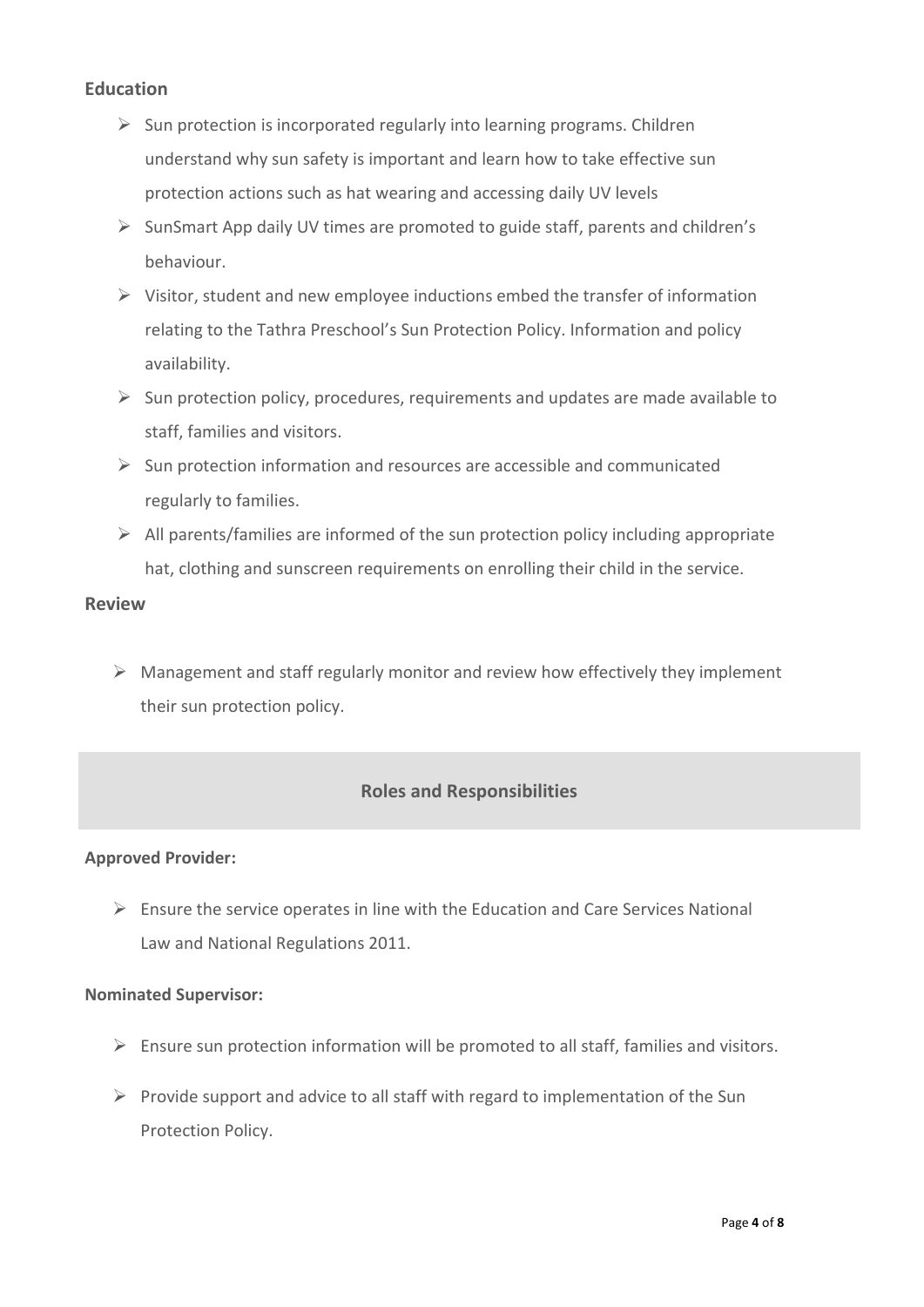## Education

- Sun protection is incorporated regularly into learning programs. Children understand why sun safety is important and learn how to take effective sun protection actions such as hat wearing and accessing daily UV levels
- SunSmart App daily UV times are promoted to guide staff, parents and children's behaviour.
- Visitor, student and new employee inductions embed the transfer of information relating to the Tathra Preschool's Sun Protection Policy. Information and policy availability.
- Sun protection policy, procedures, requirements and updates are made available to staff, families and visitors.
- Sun protection information and resources are accessible and communicated regularly to families.
- All parents/families are informed of the sun protection policy including appropriate hat, clothing and sunscreen requirements on enrolling their child in the service.

## Review

- Management and staff regularly monitor and review how effectively they implement their sun protection policy.

## Roles and Responsibilities

**Approved Provider:**

- Ensure the service operates in line with the Education and Care Services National Law and National Regulations 2011.

**Nominated Supervisor:**

- Ensure sun protection information will be promoted to all staff, families and visitors.
- Provide support and advice to all staff with regard to implementation of the Sun Protection Policy.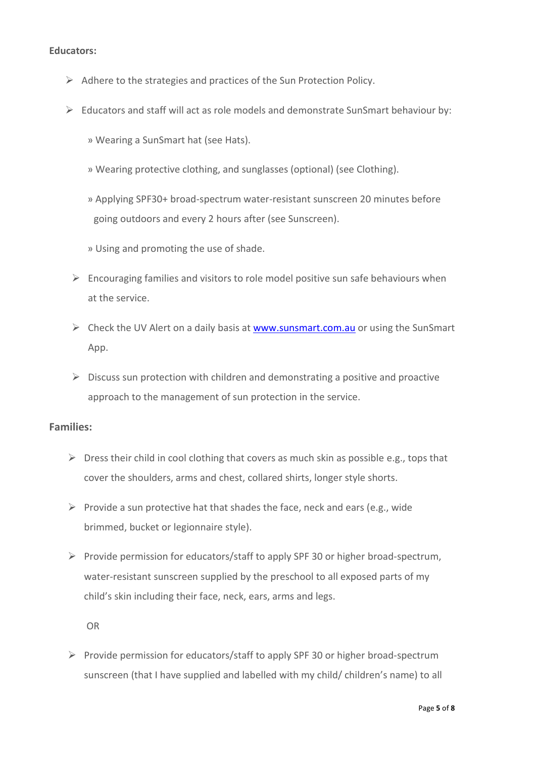**Educators:**

- Adhere to the strategies and practices of the Sun Protection Policy.
- Educators and staff will act as role models and demonstrate SunSmart behaviour by:
  - » Wearing a SunSmart hat (see Hats).
  - » Wearing protective clothing, and sunglasses (optional) (see Clothing).
  - » Applying SPF30+ broad-spectrum water-resistant sunscreen 20 minutes before going outdoors and every 2 hours after (see Sunscreen).
  - » Using and promoting the use of shade.
- Encouraging families and visitors to role model positive sun safe behaviours when at the service.
- Check the UV Alert on a daily basis at [www.sunsmart.com.au](http://www.sunsmart.com.au) or using the SunSmart App.
- Discuss sun protection with children and demonstrating a positive and proactive approach to the management of sun protection in the service.

**Families:**

- Dress their child in cool clothing that covers as much skin as possible e.g., tops that cover the shoulders, arms and chest, collared shirts, longer style shorts.
- Provide a sun protective hat that shades the face, neck and ears (e.g., wide brimmed, bucket or legionnaire style).
- Provide permission for educators/staff to apply SPF 30 or higher broad-spectrum, water-resistant sunscreen supplied by the preschool to all exposed parts of my child's skin including their face, neck, ears, arms and legs.

  OR

- Provide permission for educators/staff to apply SPF 30 or higher broad-spectrum sunscreen (that I have supplied and labelled with my child/ children's name) to all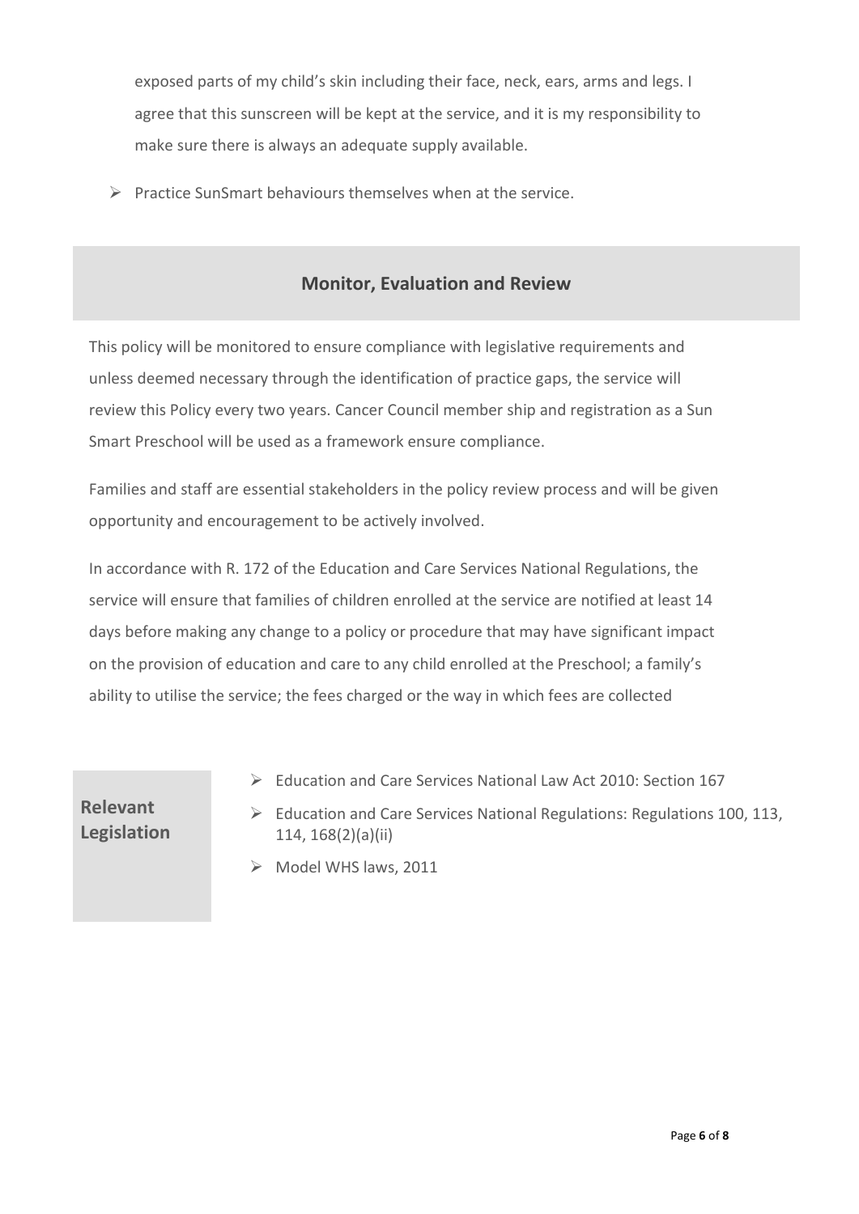exposed parts of my child's skin including their face, neck, ears, arms and legs. I agree that this sunscreen will be kept at the service, and it is my responsibility to make sure there is always an adequate supply available.

- Practice SunSmart behaviours themselves when at the service.

## Monitor, Evaluation and Review

This policy will be monitored to ensure compliance with legislative requirements and unless deemed necessary through the identification of practice gaps, the service will review this Policy every two years. Cancer Council member ship and registration as a Sun Smart Preschool will be used as a framework ensure compliance.

Families and staff are essential stakeholders in the policy review process and will be given opportunity and encouragement to be actively involved.

In accordance with R. 172 of the Education and Care Services National Regulations, the service will ensure that families of children enrolled at the service are notified at least 14 days before making any change to a policy or procedure that may have significant impact on the provision of education and care to any child enrolled at the Preschool; a family's ability to utilise the service; the fees charged or the way in which fees are collected

## Relevant Legislation

- Education and Care Services National Law Act 2010: Section 167
- Education and Care Services National Regulations: Regulations 100, 113, 114, 168(2)(a)(ii)
- Model WHS laws, 2011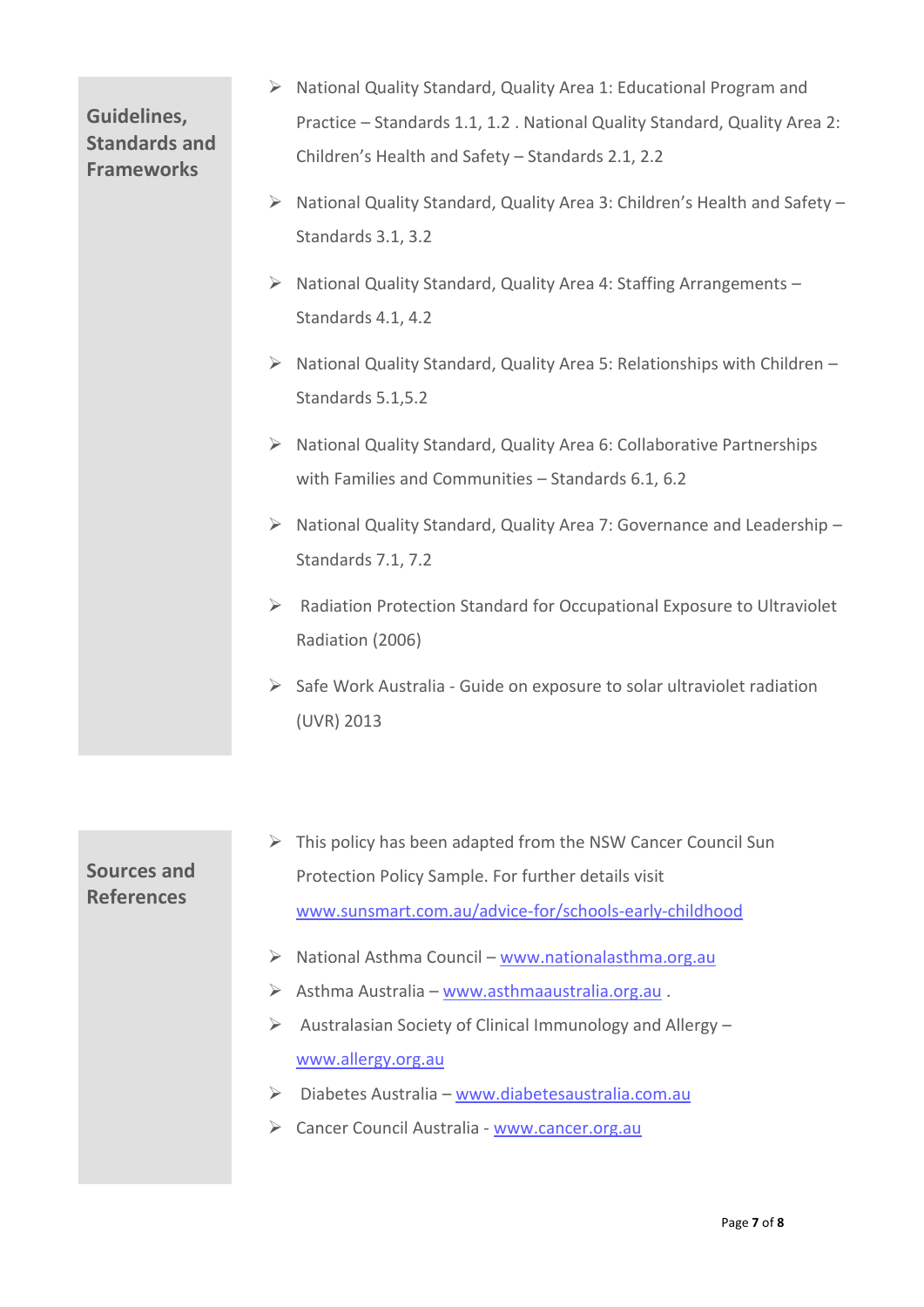## Guidelines, Standards and Frameworks

- National Quality Standard, Quality Area 1: Educational Program and Practice – Standards 1.1, 1.2 . National Quality Standard, Quality Area 2: Children's Health and Safety – Standards 2.1, 2.2
- National Quality Standard, Quality Area 3: Children's Health and Safety – Standards 3.1, 3.2
- National Quality Standard, Quality Area 4: Staffing Arrangements – Standards 4.1, 4.2
- National Quality Standard, Quality Area 5: Relationships with Children – Standards 5.1,5.2
- National Quality Standard, Quality Area 6: Collaborative Partnerships with Families and Communities – Standards 6.1, 6.2
- National Quality Standard, Quality Area 7: Governance and Leadership – Standards 7.1, 7.2
- Radiation Protection Standard for Occupational Exposure to Ultraviolet Radiation (2006)
- Safe Work Australia - Guide on exposure to solar ultraviolet radiation (UVR) 2013

## Sources and References

- This policy has been adapted from the NSW Cancer Council Sun Protection Policy Sample. For further details visit www.sunsmart.com.au/advice-for/schools-early-childhood
- National Asthma Council – www.nationalasthma.org.au
- Asthma Australia – www.asthmaaustralia.org.au .
- Australasian Society of Clinical Immunology and Allergy – www.allergy.org.au
- Diabetes Australia – www.diabetesaustralia.com.au
- Cancer Council Australia - www.cancer.org.au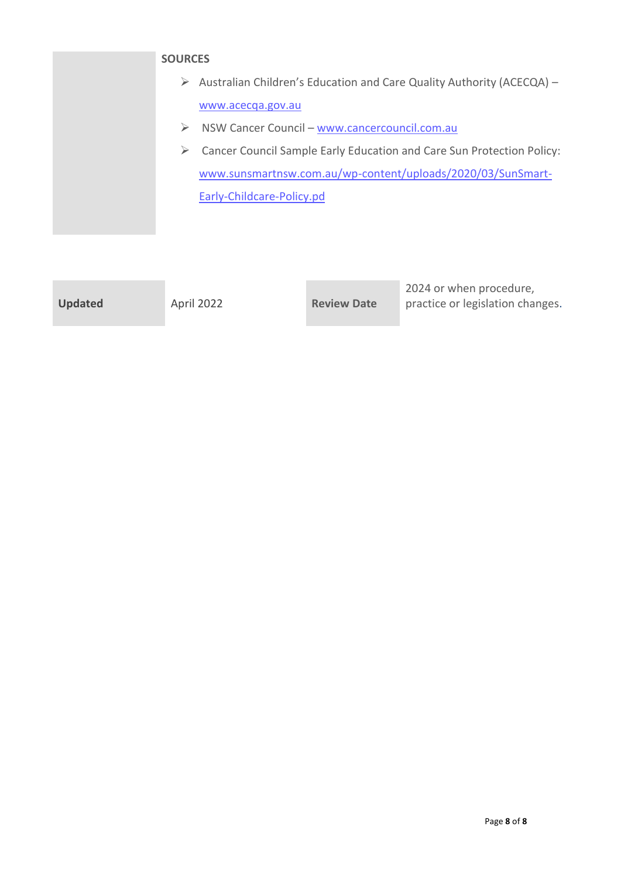## SOURCES

- Australian Children's Education and Care Quality Authority (ACECQA) – www.acecqa.gov.au
- NSW Cancer Council – www.cancercouncil.com.au
- Cancer Council Sample Early Education and Care Sun Protection Policy: www.sunsmartnsw.com.au/wp-content/uploads/2020/03/SunSmart-Early-Childcare-Policy.pd

| | | | |
|---|---|---|---|
| **Updated** | April 2022 | **Review Date** | 2024 or when procedure, practice or legislation changes. |